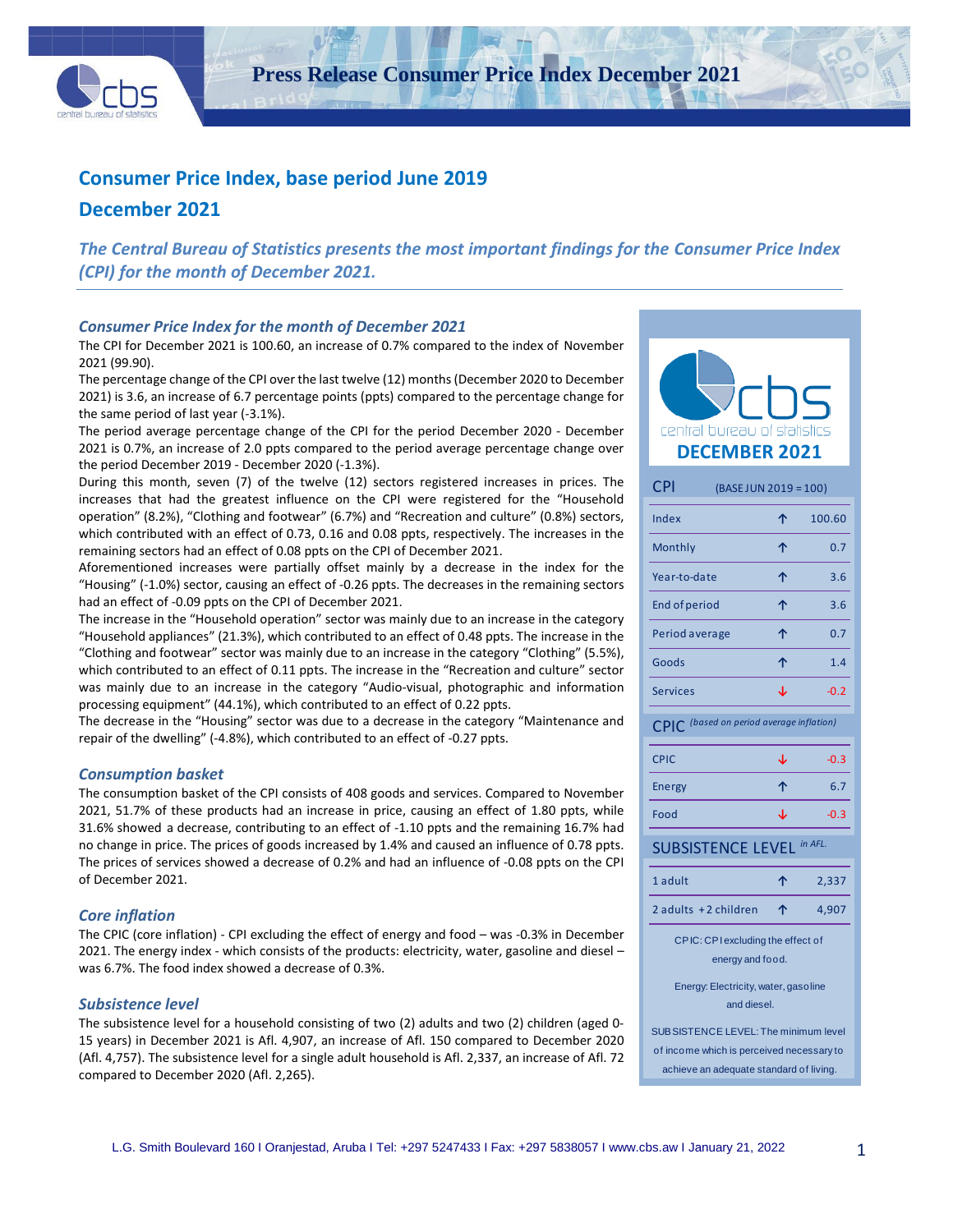# Press Release Consumer Price Index December 2021

## Consumer Price Index, base period June 2019

## December 2021

*The Central Bureau of Statistics presents the most important findings for the Consumer Price Index (CPI) for the month of December 2021.*

### *Consumer Price Index for the month of December 2021*

The CPI for December 2021 is 100.60, an increase of 0.7% compared to the index of November 2021 (99.90).

The percentage change of the CPI over the last twelve (12) months (December 2020 to December 2021) is 3.6, an increase of 6.7 percentage points (ppts) compared to the percentage change for the same period of last year (-3.1%).

The period average percentage change of the CPI for the period December 2020 - December 2021 is 0.7%, an increase of 2.0 ppts compared to the period average percentage change over the period December 2019 - December 2020 (-1.3%).

During this month, seven (7) of the twelve (12) sectors registered increases in prices. The increases that had the greatest influence on the CPI were registered for the "Household operation" (8.2%), "Clothing and footwear" (6.7%) and "Recreation and culture" (0.8%) sectors, which contributed with an effect of 0.73, 0.16 and 0.08 ppts, respectively. The increases in the remaining sectors had an effect of 0.08 ppts on the CPI of December 2021.

Aforementioned increases were partially offset mainly by a decrease in the index for the "Housing" (-1.0%) sector, causing an effect of -0.26 ppts. The decreases in the remaining sectors had an effect of -0.09 ppts on the CPI of December 2021.

The increase in the "Household operation" sector was mainly due to an increase in the category "Household appliances" (21.3%), which contributed to an effect of 0.48 ppts. The increase in the "Clothing and footwear" sector was mainly due to an increase in the category "Clothing" (5.5%), which contributed to an effect of 0.11 ppts. The increase in the "Recreation and culture" sector was mainly due to an increase in the category "Audio-visual, photographic and information processing equipment" (44.1%), which contributed to an effect of 0.22 ppts.

The decrease in the "Housing" sector was due to a decrease in the category "Maintenance and repair of the dwelling" (-4.8%), which contributed to an effect of -0.27 ppts.

### *Consumption basket*

The consumption basket of the CPI consists of 408 goods and services. Compared to November 2021, 51.7% of these products had an increase in price, causing an effect of 1.80 ppts, while 31.6% showed a decrease, contributing to an effect of -1.10 ppts and the remaining 16.7% had no change in price. The prices of goods increased by 1.4% and caused an influence of 0.78 ppts. The prices of services showed a decrease of 0.2% and had an influence of -0.08 ppts on the CPI of December 2021.

### *Core inflation*

The CPIC (core inflation) - CPI excluding the effect of energy and food – was -0.3% in December 2021. The energy index - which consists of the products: electricity, water, gasoline and diesel – was 6.7%. The food index showed a decrease of 0.3%.

### *Subsistence level*

The subsistence level for a household consisting of two (2) adults and two (2) children (aged 0-15 years) in December 2021 is Afl. 4,907, an increase of Afl. 150 compared to December 2020 (Afl. 4,757). The subsistence level for a single adult household is Afl. 2,337, an increase of Afl. 72 compared to December 2020 (Afl. 2,265).

**DECEMBER 2021**

| CPI (BASE JUN 2019 = 100) | | |
|---|---|---|
| Index | ↑ | 100.60 |
| Monthly | ↑ | 0.7 |
| Year-to-date | ↑ | 3.6 |
| End of period | ↑ | 3.6 |
| Period average | ↑ | 0.7 |
| Goods | ↑ | 1.4 |
| Services | ↓ | -0.2 |

| CPIC *(based on period average inflation)* | | |
|---|---|---|
| CPIC | ↓ | -0.3 |
| Energy | ↑ | 6.7 |
| Food | ↓ | -0.3 |

| SUBSISTENCE LEVEL *in AFL.* | | |
|---|---|---|
| 1 adult | ↑ | 2,337 |
| 2 adults + 2 children | ↑ | 4,907 |

CPIC: CPI excluding the effect of energy and food.

Energy: Electricity, water, gasoline and diesel.

SUBSISTENCE LEVEL: The minimum level of income which is perceived necessary to achieve an adequate standard of living.

L.G. Smith Boulevard 160 I Oranjestad, Aruba I Tel: +297 5247433 I Fax: +297 5838057 I www.cbs.aw I January 21, 2022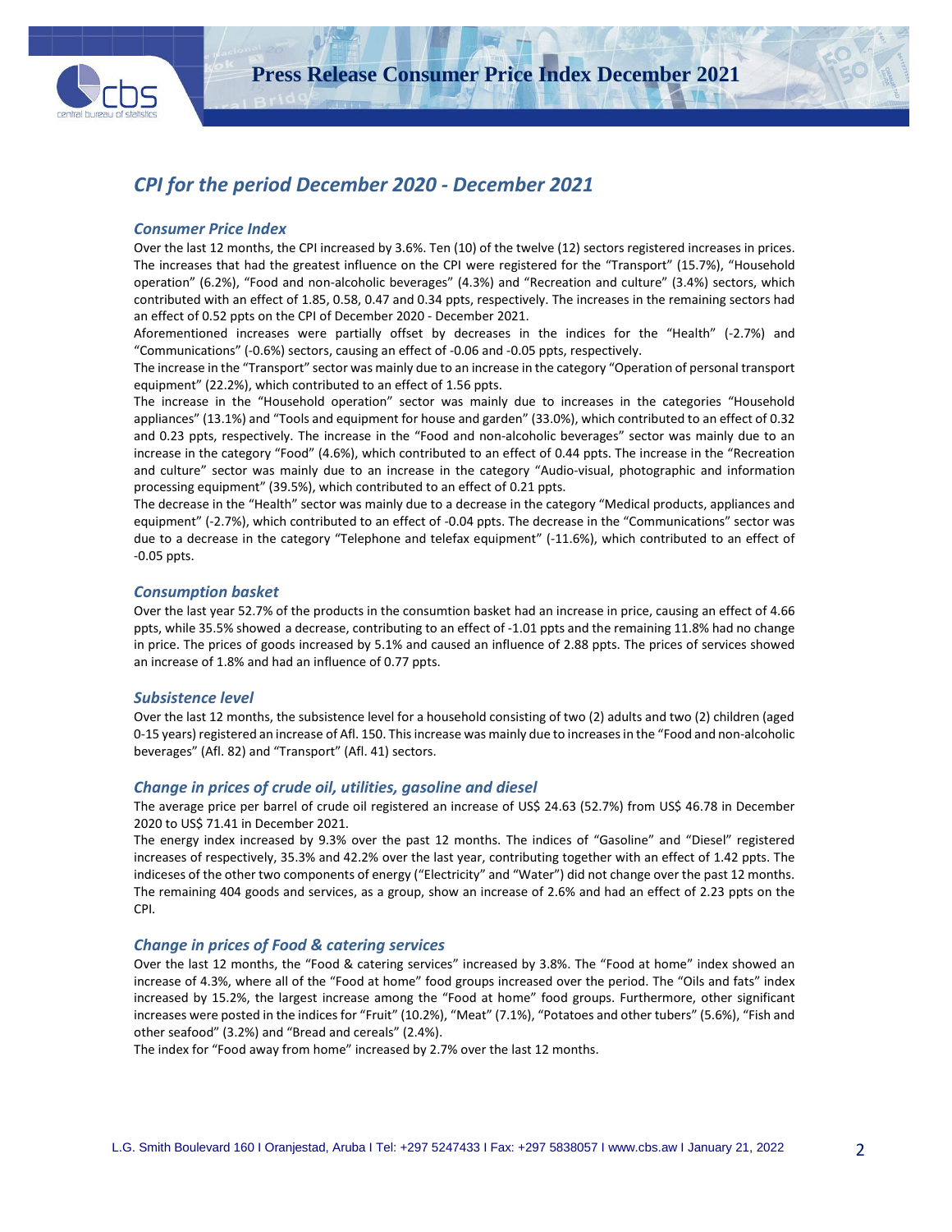## CPI for the period December 2020 - December 2021

### Consumer Price Index

Over the last 12 months, the CPI increased by 3.6%. Ten (10) of the twelve (12) sectors registered increases in prices. The increases that had the greatest influence on the CPI were registered for the "Transport" (15.7%), "Household operation" (6.2%), "Food and non-alcoholic beverages" (4.3%) and "Recreation and culture" (3.4%) sectors, which contributed with an effect of 1.85, 0.58, 0.47 and 0.34 ppts, respectively. The increases in the remaining sectors had an effect of 0.52 ppts on the CPI of December 2020 - December 2021.

Aforementioned increases were partially offset by decreases in the indices for the "Health" (-2.7%) and "Communications" (-0.6%) sectors, causing an effect of -0.06 and -0.05 ppts, respectively.

The increase in the "Transport" sector was mainly due to an increase in the category "Operation of personal transport equipment" (22.2%), which contributed to an effect of 1.56 ppts.

The increase in the "Household operation" sector was mainly due to increases in the categories "Household appliances" (13.1%) and "Tools and equipment for house and garden" (33.0%), which contributed to an effect of 0.32 and 0.23 ppts, respectively. The increase in the "Food and non-alcoholic beverages" sector was mainly due to an increase in the category "Food" (4.6%), which contributed to an effect of 0.44 ppts. The increase in the "Recreation and culture" sector was mainly due to an increase in the category "Audio-visual, photographic and information processing equipment" (39.5%), which contributed to an effect of 0.21 ppts.

The decrease in the "Health" sector was mainly due to a decrease in the category "Medical products, appliances and equipment" (-2.7%), which contributed to an effect of -0.04 ppts. The decrease in the "Communications" sector was due to a decrease in the category "Telephone and telefax equipment" (-11.6%), which contributed to an effect of -0.05 ppts.

### Consumption basket

Over the last year 52.7% of the products in the consumtion basket had an increase in price, causing an effect of 4.66 ppts, while 35.5% showed a decrease, contributing to an effect of -1.01 ppts and the remaining 11.8% had no change in price. The prices of goods increased by 5.1% and caused an influence of 2.88 ppts. The prices of services showed an increase of 1.8% and had an influence of 0.77 ppts.

### Subsistence level

Over the last 12 months, the subsistence level for a household consisting of two (2) adults and two (2) children (aged 0-15 years) registered an increase of Afl. 150. This increase was mainly due to increases in the "Food and non-alcoholic beverages" (Afl. 82) and "Transport" (Afl. 41) sectors.

### Change in prices of crude oil, utilities, gasoline and diesel

The average price per barrel of crude oil registered an increase of US$ 24.63 (52.7%) from US$ 46.78 in December 2020 to US$ 71.41 in December 2021.

The energy index increased by 9.3% over the past 12 months. The indices of "Gasoline" and "Diesel" registered increases of respectively, 35.3% and 42.2% over the last year, contributing together with an effect of 1.42 ppts. The indiceses of the other two components of energy ("Electricity" and "Water") did not change over the past 12 months. The remaining 404 goods and services, as a group, show an increase of 2.6% and had an effect of 2.23 ppts on the CPI.

### Change in prices of Food & catering services

Over the last 12 months, the "Food & catering services" increased by 3.8%. The "Food at home" index showed an increase of 4.3%, where all of the "Food at home" food groups increased over the period. The "Oils and fats" index increased by 15.2%, the largest increase among the "Food at home" food groups. Furthermore, other significant increases were posted in the indices for "Fruit" (10.2%), "Meat" (7.1%), "Potatoes and other tubers" (5.6%), "Fish and other seafood" (3.2%) and "Bread and cereals" (2.4%).

The index for "Food away from home" increased by 2.7% over the last 12 months.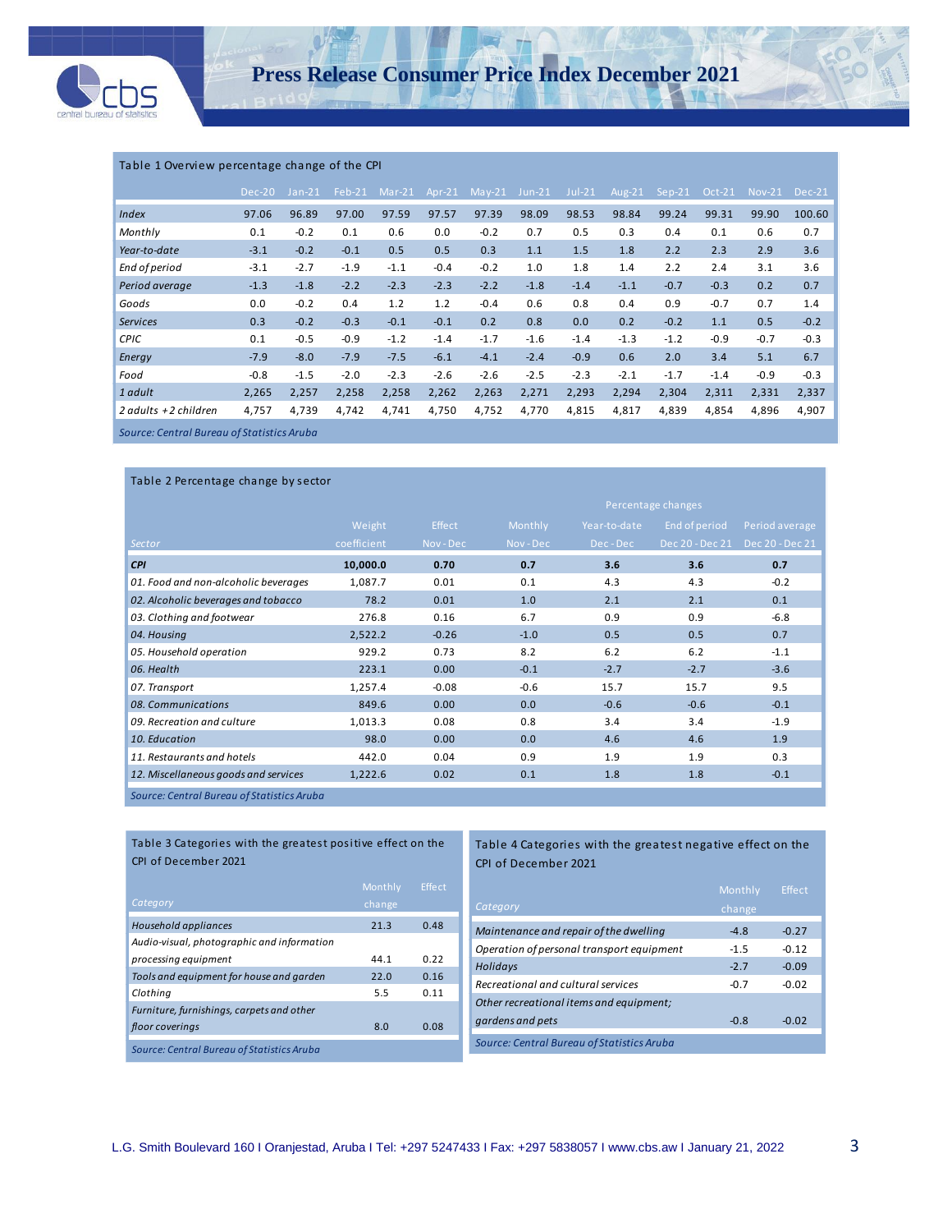# Press Release Consumer Price Index December 2021

Table 1 Overview percentage change of the CPI

| | Dec-20 | Jan-21 | Feb-21 | Mar-21 | Apr-21 | May-21 | Jun-21 | Jul-21 | Aug-21 | Sep-21 | Oct-21 | Nov-21 | Dec-21 |
|---|---|---|---|---|---|---|---|---|---|---|---|---|---|
| *Index* | 97.06 | 96.89 | 97.00 | 97.59 | 97.57 | 97.39 | 98.09 | 98.53 | 98.84 | 99.24 | 99.31 | 99.90 | 100.60 |
| *Monthly* | 0.1 | -0.2 | 0.1 | 0.6 | 0.0 | -0.2 | 0.7 | 0.5 | 0.3 | 0.4 | 0.1 | 0.6 | 0.7 |
| *Year-to-date* | -3.1 | -0.2 | -0.1 | 0.5 | 0.5 | 0.3 | 1.1 | 1.5 | 1.8 | 2.2 | 2.3 | 2.9 | 3.6 |
| *End of period* | -3.1 | -2.7 | -1.9 | -1.1 | -0.4 | -0.2 | 1.0 | 1.8 | 1.4 | 2.2 | 2.4 | 3.1 | 3.6 |
| *Period average* | -1.3 | -1.8 | -2.2 | -2.3 | -2.3 | -2.2 | -1.8 | -1.4 | -1.1 | -0.7 | -0.3 | 0.2 | 0.7 |
| *Goods* | 0.0 | -0.2 | 0.4 | 1.2 | 1.2 | -0.4 | 0.6 | 0.8 | 0.4 | 0.9 | -0.7 | 0.7 | 1.4 |
| *Services* | 0.3 | -0.2 | -0.3 | -0.1 | -0.1 | 0.2 | 0.8 | 0.0 | 0.2 | -0.2 | 1.1 | 0.5 | -0.2 |
| *CPIC* | 0.1 | -0.5 | -0.9 | -1.2 | -1.4 | -1.7 | -1.6 | -1.4 | -1.3 | -1.2 | -0.9 | -0.7 | -0.3 |
| *Energy* | -7.9 | -8.0 | -7.9 | -7.5 | -6.1 | -4.1 | -2.4 | -0.9 | 0.6 | 2.0 | 3.4 | 5.1 | 6.7 |
| *Food* | -0.8 | -1.5 | -2.0 | -2.3 | -2.6 | -2.6 | -2.5 | -2.3 | -2.1 | -1.7 | -1.4 | -0.9 | -0.3 |
| *1 adult* | 2,265 | 2,257 | 2,258 | 2,258 | 2,262 | 2,263 | 2,271 | 2,293 | 2,294 | 2,304 | 2,311 | 2,331 | 2,337 |
| *2 adults + 2 children* | 4,757 | 4,739 | 4,742 | 4,741 | 4,750 | 4,752 | 4,770 | 4,815 | 4,817 | 4,839 | 4,854 | 4,896 | 4,907 |

*Source: Central Bureau of Statistics Aruba*

Table 2 Percentage change by sector

| | | | Percentage changes | | | |
|---|---|---|---|---|---|---|
| Sector | Weight coefficient | Effect Nov - Dec | Monthly Nov - Dec | Year-to-date Dec - Dec | End of period Dec 20 - Dec 21 | Period average Dec 20 - Dec 21 |
| ***CPI*** | **10,000.0** | **0.70** | **0.7** | **3.6** | **3.6** | **0.7** |
| *01. Food and non-alcoholic beverages* | 1,087.7 | 0.01 | 0.1 | 4.3 | 4.3 | -0.2 |
| *02. Alcoholic beverages and tobacco* | 78.2 | 0.01 | 1.0 | 2.1 | 2.1 | 0.1 |
| *03. Clothing and footwear* | 276.8 | 0.16 | 6.7 | 0.9 | 0.9 | -6.8 |
| *04. Housing* | 2,522.2 | -0.26 | -1.0 | 0.5 | 0.5 | 0.7 |
| *05. Household operation* | 929.2 | 0.73 | 8.2 | 6.2 | 6.2 | -1.1 |
| *06. Health* | 223.1 | 0.00 | -0.1 | -2.7 | -2.7 | -3.6 |
| *07. Transport* | 1,257.4 | -0.08 | -0.6 | 15.7 | 15.7 | 9.5 |
| *08. Communications* | 849.6 | 0.00 | 0.0 | -0.6 | -0.6 | -0.1 |
| *09. Recreation and culture* | 1,013.3 | 0.08 | 0.8 | 3.4 | 3.4 | -1.9 |
| *10. Education* | 98.0 | 0.00 | 0.0 | 4.6 | 4.6 | 1.9 |
| *11. Restaurants and hotels* | 442.0 | 0.04 | 0.9 | 1.9 | 1.9 | 0.3 |
| *12. Miscellaneous goods and services* | 1,222.6 | 0.02 | 0.1 | 1.8 | 1.8 | -0.1 |

*Source: Central Bureau of Statistics Aruba*

Table 3 Categories with the greatest positive effect on the CPI of December 2021

| Category | Monthly change | Effect |
|---|---|---|
| *Household appliances* | 21.3 | 0.48 |
| *Audio-visual, photographic and information processing equipment* | 44.1 | 0.22 |
| *Tools and equipment for house and garden* | 22.0 | 0.16 |
| *Clothing* | 5.5 | 0.11 |
| *Furniture, furnishings, carpets and other floor coverings* | 8.0 | 0.08 |

*Source: Central Bureau of Statistics Aruba*

Table 4 Categories with the greatest negative effect on the CPI of December 2021

| Category | Monthly change | Effect |
|---|---|---|
| *Maintenance and repair of the dwelling* | -4.8 | -0.27 |
| *Operation of personal transport equipment* | -1.5 | -0.12 |
| *Holidays* | -2.7 | -0.09 |
| *Recreational and cultural services* | -0.7 | -0.02 |
| *Other recreational items and equipment; gardens and pets* | -0.8 | -0.02 |

*Source: Central Bureau of Statistics Aruba*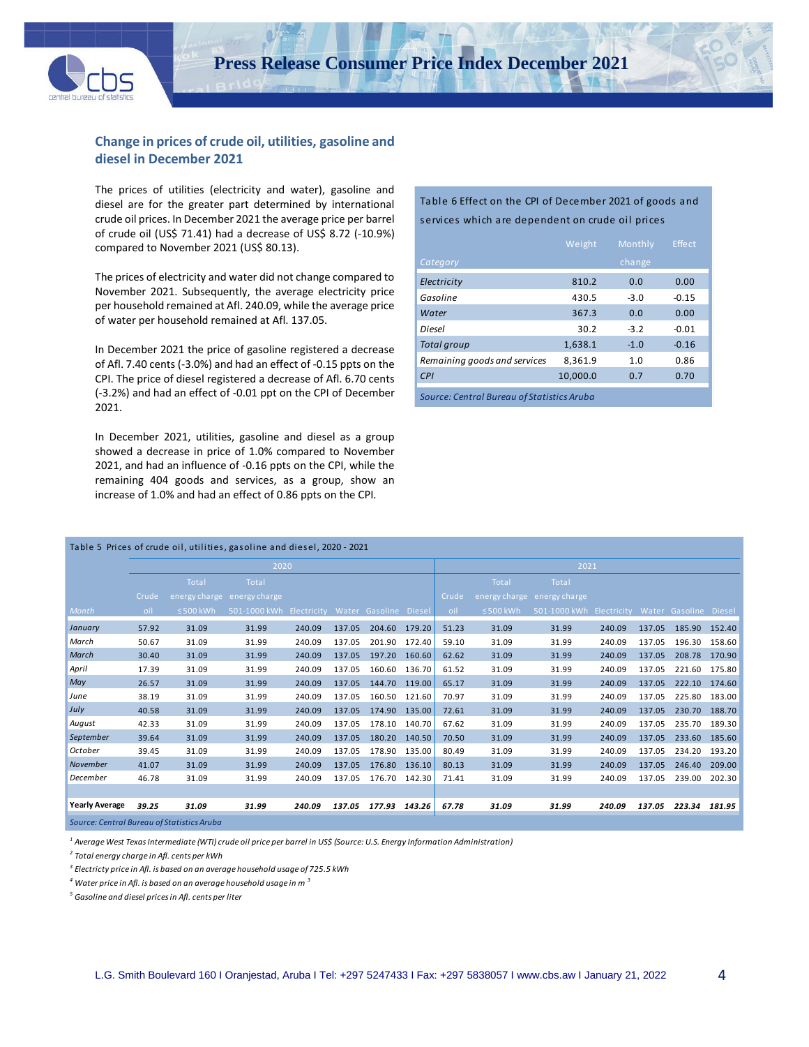## Change in prices of crude oil, utilities, gasoline and diesel in December 2021

The prices of utilities (electricity and water), gasoline and diesel are for the greater part determined by international crude oil prices. In December 2021 the average price per barrel of crude oil (US$ 71.41) had a decrease of US$ 8.72 (-10.9%) compared to November 2021 (US$ 80.13).

The prices of electricity and water did not change compared to November 2021. Subsequently, the average electricity price per household remained at Afl. 240.09, while the average price of water per household remained at Afl. 137.05.

In December 2021 the price of gasoline registered a decrease of Afl. 7.40 cents (-3.0%) and had an effect of -0.15 ppts on the CPI. The price of diesel registered a decrease of Afl. 6.70 cents (-3.2%) and had an effect of -0.01 ppt on the CPI of December 2021.

In December 2021, utilities, gasoline and diesel as a group showed a decrease in price of 1.0% compared to November 2021, and had an influence of -0.16 ppts on the CPI, while the remaining 404 goods and services, as a group, show an increase of 1.0% and had an effect of 0.86 ppts on the CPI.

Table 6 Effect on the CPI of December 2021 of goods and services which are dependent on crude oil prices

| Category | Weight | Monthly change | Effect |
|---|---|---|---|
| *Electricity* | 810.2 | 0.0 | 0.00 |
| *Gasoline* | 430.5 | -3.0 | -0.15 |
| *Water* | 367.3 | 0.0 | 0.00 |
| *Diesel* | 30.2 | -3.2 | -0.01 |
| *Total group* | 1,638.1 | -1.0 | -0.16 |
| *Remaining goods and services* | 8,361.9 | 1.0 | 0.86 |
| *CPI* | 10,000.0 | 0.7 | 0.70 |

*Source: Central Bureau of Statistics Aruba*

Table 5 Prices of crude oil, utilities, gasoline and diesel, 2020 - 2021

| | 2020 | | | | | | | 2021 | | | | | | |
|---|---|---|---|---|---|---|---|---|---|---|---|---|---|---|
| Month | Crude oil | Total energy charge ≤500 kWh | Total energy charge 501-1000 kWh | Electricity | Water | Gasoline | Diesel | Crude oil | Total energy charge ≤500 kWh | Total energy charge 501-1000 kWh | Electricity | Water | Gasoline | Diesel |
| *January* | 57.92 | 31.09 | 31.99 | 240.09 | 137.05 | 204.60 | 179.20 | 51.23 | 31.09 | 31.99 | 240.09 | 137.05 | 185.90 | 152.40 |
| *March* | 50.67 | 31.09 | 31.99 | 240.09 | 137.05 | 201.90 | 172.40 | 59.10 | 31.09 | 31.99 | 240.09 | 137.05 | 196.30 | 158.60 |
| *March* | 30.40 | 31.09 | 31.99 | 240.09 | 137.05 | 197.20 | 160.60 | 62.62 | 31.09 | 31.99 | 240.09 | 137.05 | 208.78 | 170.90 |
| *April* | 17.39 | 31.09 | 31.99 | 240.09 | 137.05 | 160.60 | 136.70 | 61.52 | 31.09 | 31.99 | 240.09 | 137.05 | 221.60 | 175.80 |
| *May* | 26.57 | 31.09 | 31.99 | 240.09 | 137.05 | 144.70 | 119.00 | 65.17 | 31.09 | 31.99 | 240.09 | 137.05 | 222.10 | 174.60 |
| *June* | 38.19 | 31.09 | 31.99 | 240.09 | 137.05 | 160.50 | 121.60 | 70.97 | 31.09 | 31.99 | 240.09 | 137.05 | 225.80 | 183.00 |
| *July* | 40.58 | 31.09 | 31.99 | 240.09 | 137.05 | 174.90 | 135.00 | 72.61 | 31.09 | 31.99 | 240.09 | 137.05 | 230.70 | 188.70 |
| *August* | 42.33 | 31.09 | 31.99 | 240.09 | 137.05 | 178.10 | 140.70 | 67.62 | 31.09 | 31.99 | 240.09 | 137.05 | 235.70 | 189.30 |
| *September* | 39.64 | 31.09 | 31.99 | 240.09 | 137.05 | 180.20 | 140.50 | 70.50 | 31.09 | 31.99 | 240.09 | 137.05 | 233.60 | 185.60 |
| *October* | 39.45 | 31.09 | 31.99 | 240.09 | 137.05 | 178.90 | 135.00 | 80.49 | 31.09 | 31.99 | 240.09 | 137.05 | 234.20 | 193.20 |
| *November* | 41.07 | 31.09 | 31.99 | 240.09 | 137.05 | 176.80 | 136.10 | 80.13 | 31.09 | 31.99 | 240.09 | 137.05 | 246.40 | 209.00 |
| *December* | 46.78 | 31.09 | 31.99 | 240.09 | 137.05 | 176.70 | 142.30 | 71.41 | 31.09 | 31.99 | 240.09 | 137.05 | 239.00 | 202.30 |
| **Yearly Average** | ***39.25*** | ***31.09*** | ***31.99*** | ***240.09*** | ***137.05*** | ***177.93*** | ***143.26*** | ***67.78*** | ***31.09*** | ***31.99*** | ***240.09*** | ***137.05*** | ***223.34*** | ***181.95*** |

*Source: Central Bureau of Statistics Aruba*

*[1] Average West Texas Intermediate (WTI) crude oil price per barrel in US$ (Source: U.S. Energy Information Administration)*

*[2] Total energy charge in Afl. cents per kWh*

*[3] Electricty price in Afl. is based on an average household usage of 725.5 kWh*

*[4] Water price in Afl. is based on an average household usage in $m^3$*

*[5] Gasoline and diesel prices in Afl. cents per liter*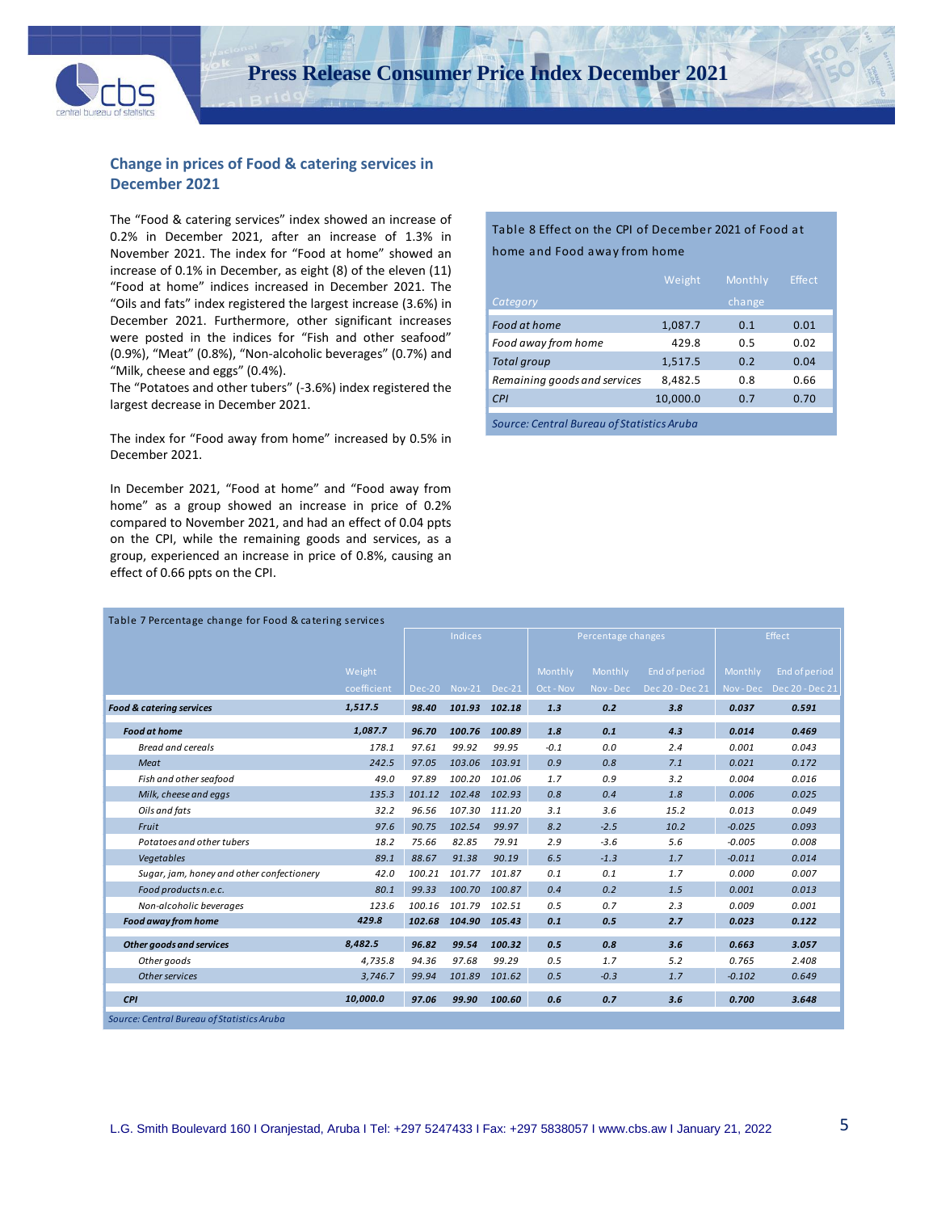## Change in prices of Food & catering services in December 2021

The "Food & catering services" index showed an increase of 0.2% in December 2021, after an increase of 1.3% in November 2021. The index for "Food at home" showed an increase of 0.1% in December, as eight (8) of the eleven (11) "Food at home" indices increased in December 2021. The "Oils and fats" index registered the largest increase (3.6%) in December 2021. Furthermore, other significant increases were posted in the indices for "Fish and other seafood" (0.9%), "Meat" (0.8%), "Non-alcoholic beverages" (0.7%) and "Milk, cheese and eggs" (0.4%).

The "Potatoes and other tubers" (-3.6%) index registered the largest decrease in December 2021.

The index for "Food away from home" increased by 0.5% in December 2021.

In December 2021, "Food at home" and "Food away from home" as a group showed an increase in price of 0.2% compared to November 2021, and had an effect of 0.04 ppts on the CPI, while the remaining goods and services, as a group, experienced an increase in price of 0.8%, causing an effect of 0.66 ppts on the CPI.

Table 8 Effect on the CPI of December 2021 of Food at home and Food away from home

| Category | Weight | Monthly change | Effect |
|---|---|---|---|
| *Food at home* | 1,087.7 | 0.1 | 0.01 |
| *Food away from home* | 429.8 | 0.5 | 0.02 |
| *Total group* | 1,517.5 | 0.2 | 0.04 |
| *Remaining goods and services* | 8,482.5 | 0.8 | 0.66 |
| *CPI* | 10,000.0 | 0.7 | 0.70 |

*Source: Central Bureau of Statistics Aruba*

Table 7 Percentage change for Food & catering services

| | | Indices | | | Percentage changes | | | Effect | |
|---|---|---|---|---|---|---|---|---|---|
| | Weight coefficient | Dec-20 | Nov-21 | Dec-21 | Monthly Oct - Nov | Monthly Nov - Dec | End of period Dec 20 - Dec 21 | Monthly Nov - Dec | End of period Dec 20 - Dec 21 |
| ***Food & catering services*** | 1,517.5 | 98.40 | 101.93 | 102.18 | 1.8 | 0.2 | 3.8 | 0.037 | 0.591 |
| ***Food at home*** | 1,087.7 | 96.70 | 100.76 | 100.89 | 1.8 | 0.1 | 4.3 | 0.014 | 0.469 |
| *Bread and cereals* | 178.1 | 97.61 | 99.92 | 99.95 | -0.1 | 0.0 | 2.4 | 0.001 | 0.043 |
| *Meat* | 242.5 | 97.05 | 103.06 | 103.91 | 0.9 | 0.8 | 7.1 | 0.021 | 0.172 |
| *Fish and other seafood* | 49.0 | 97.89 | 100.20 | 101.06 | 1.7 | 0.9 | 3.2 | 0.004 | 0.016 |
| *Milk, cheese and eggs* | 135.3 | 101.12 | 102.48 | 102.93 | 0.8 | 0.4 | 1.8 | 0.006 | 0.025 |
| *Oils and fats* | 32.2 | 96.56 | 107.30 | 111.20 | 3.1 | 3.6 | 15.2 | 0.013 | 0.049 |
| *Fruit* | 97.6 | 90.75 | 102.54 | 99.97 | 8.2 | -2.5 | 10.2 | -0.025 | 0.093 |
| *Potatoes and other tubers* | 18.2 | 75.66 | 82.85 | 79.91 | 2.9 | -3.6 | 5.6 | -0.005 | 0.008 |
| *Vegetables* | 89.1 | 88.67 | 91.38 | 90.19 | 6.5 | -1.3 | 1.7 | -0.011 | 0.014 |
| *Sugar, jam, honey and other confectionery* | 42.0 | 100.21 | 101.77 | 101.87 | 0.1 | 0.1 | 1.7 | 0.000 | 0.007 |
| *Food products n.e.c.* | 80.1 | 99.33 | 100.70 | 100.87 | 0.4 | 0.2 | 1.5 | 0.001 | 0.013 |
| *Non-alcoholic beverages* | 123.6 | 100.16 | 101.79 | 102.51 | 0.5 | 0.7 | 2.3 | 0.009 | 0.001 |
| ***Food away from home*** | 429.8 | 102.68 | 104.90 | 105.43 | 0.1 | 0.5 | 2.7 | 0.023 | 0.122 |
| ***Other goods and services*** | 8,482.5 | 96.82 | 99.54 | 100.32 | 0.5 | 0.8 | 3.6 | 0.663 | 3.057 |
| *Other goods* | 4,735.8 | 94.36 | 97.68 | 99.29 | 0.5 | 1.7 | 5.2 | 0.765 | 2.408 |
| *Other services* | 3,746.7 | 99.94 | 101.89 | 101.62 | 0.5 | -0.3 | 1.7 | -0.102 | 0.649 |
| ***CPI*** | 10,000.0 | 97.06 | 99.90 | 100.60 | 0.6 | 0.7 | 3.6 | 0.700 | 3.648 |

*Source: Central Bureau of Statistics Aruba*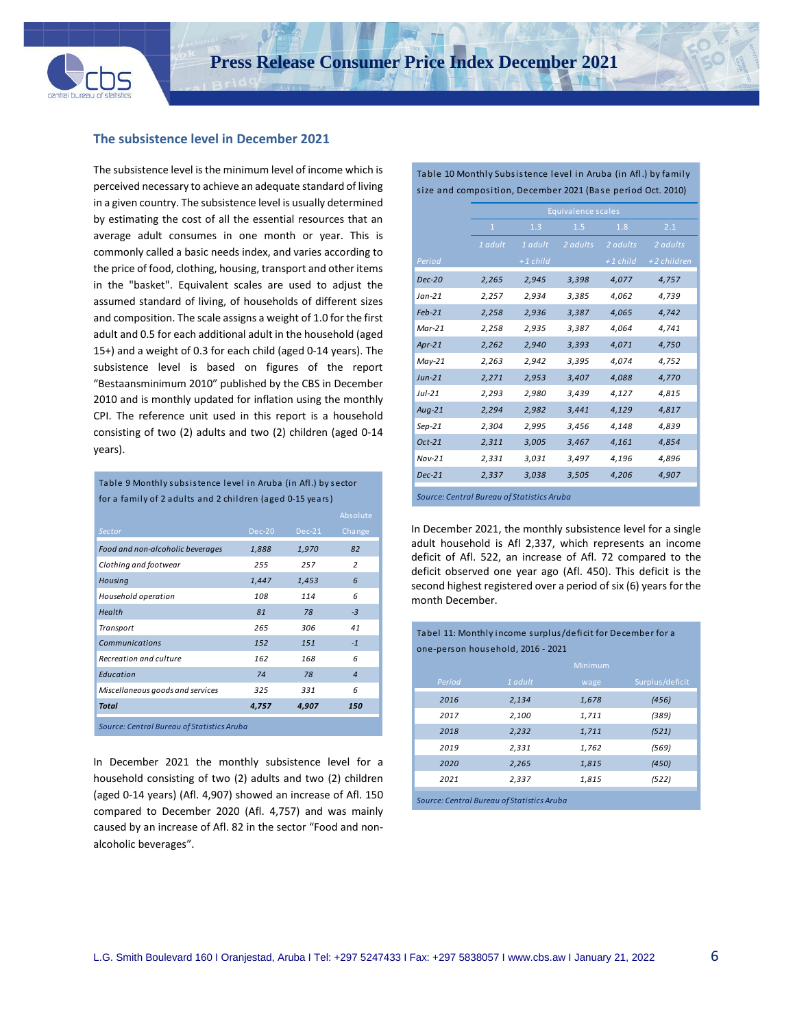## The subsistence level in December 2021

The subsistence level is the minimum level of income which is perceived necessary to achieve an adequate standard of living in a given country. The subsistence level is usually determined by estimating the cost of all the essential resources that an average adult consumes in one month or year. This is commonly called a basic needs index, and varies according to the price of food, clothing, housing, transport and other items in the "basket". Equivalent scales are used to adjust the assumed standard of living, of households of different sizes and composition. The scale assigns a weight of 1.0 for the first adult and 0.5 for each additional adult in the household (aged 15+) and a weight of 0.3 for each child (aged 0-14 years). The subsistence level is based on figures of the report "Bestaansminimum 2010" published by the CBS in December 2010 and is monthly updated for inflation using the monthly CPI. The reference unit used in this report is a household consisting of two (2) adults and two (2) children (aged 0-14 years).

Table 9 Monthly subsistence level in Aruba (in Afl.) by sector for a family of 2 adults and 2 children (aged 0-15 years)

| Sector | Dec-20 | Dec-21 | Absolute Change |
|---|---|---|---|
| Food and non-alcoholic beverages | 1,888 | 1,970 | 82 |
| Clothing and footwear | 255 | 257 | 2 |
| Housing | 1,447 | 1,453 | 6 |
| Household operation | 108 | 114 | 6 |
| Health | 81 | 78 | -3 |
| Transport | 265 | 306 | 41 |
| Communications | 152 | 151 | -1 |
| Recreation and culture | 162 | 168 | 6 |
| Education | 74 | 78 | 4 |
| Miscellaneous goods and services | 325 | 331 | 6 |
| **Total** | **4,757** | **4,907** | **150** |

*Source: Central Bureau of Statistics Aruba*

In December 2021 the monthly subsistence level for a household consisting of two (2) adults and two (2) children (aged 0-14 years) (Afl. 4,907) showed an increase of Afl. 150 compared to December 2020 (Afl. 4,757) and was mainly caused by an increase of Afl. 82 in the sector "Food and non-alcoholic beverages".

Table 10 Monthly Subsistence level in Aruba (in Afl.) by family size and composition, December 2021 (Base period Oct. 2010)

| | Equivalence scales | | | | |
|---|---|---|---|---|---|
| | 1 | 1.3 | 1.5 | 1.8 | 2.1 |
| Period | 1 adult | 1 adult +1 child | 2 adults | 2 adults +1 child | 2 adults +2 children |
| Dec-20 | 2,265 | 2,945 | 3,398 | 4,077 | 4,757 |
| Jan-21 | 2,257 | 2,934 | 3,385 | 4,062 | 4,739 |
| Feb-21 | 2,258 | 2,936 | 3,387 | 4,065 | 4,742 |
| Mar-21 | 2,258 | 2,935 | 3,387 | 4,064 | 4,741 |
| Apr-21 | 2,262 | 2,940 | 3,393 | 4,071 | 4,750 |
| May-21 | 2,263 | 2,942 | 3,395 | 4,074 | 4,752 |
| Jun-21 | 2,271 | 2,953 | 3,407 | 4,088 | 4,770 |
| Jul-21 | 2,293 | 2,980 | 3,439 | 4,127 | 4,815 |
| Aug-21 | 2,294 | 2,982 | 3,441 | 4,129 | 4,817 |
| Sep-21 | 2,304 | 2,995 | 3,456 | 4,148 | 4,839 |
| Oct-21 | 2,311 | 3,005 | 3,467 | 4,161 | 4,854 |
| Nov-21 | 2,331 | 3,031 | 3,497 | 4,196 | 4,896 |
| Dec-21 | 2,337 | 3,038 | 3,505 | 4,206 | 4,907 |

*Source: Central Bureau of Statistics Aruba*

In December 2021, the monthly subsistence level for a single adult household is Afl 2,337, which represents an income deficit of Afl. 522, an increase of Afl. 72 compared to the deficit observed one year ago (Afl. 450). This deficit is the second highest registered over a period of six (6) years for the month December.

Tabel 11: Monthly income surplus/deficit for December for a one-person household, 2016 - 2021

| Period | 1 adult | Minimum wage | Surplus/deficit |
|---|---|---|---|
| 2016 | 2,134 | 1,678 | (456) |
| 2017 | 2,100 | 1,711 | (389) |
| 2018 | 2,232 | 1,711 | (521) |
| 2019 | 2,331 | 1,762 | (569) |
| 2020 | 2,265 | 1,815 | (450) |
| 2021 | 2,337 | 1,815 | (522) |

*Source: Central Bureau of Statistics Aruba*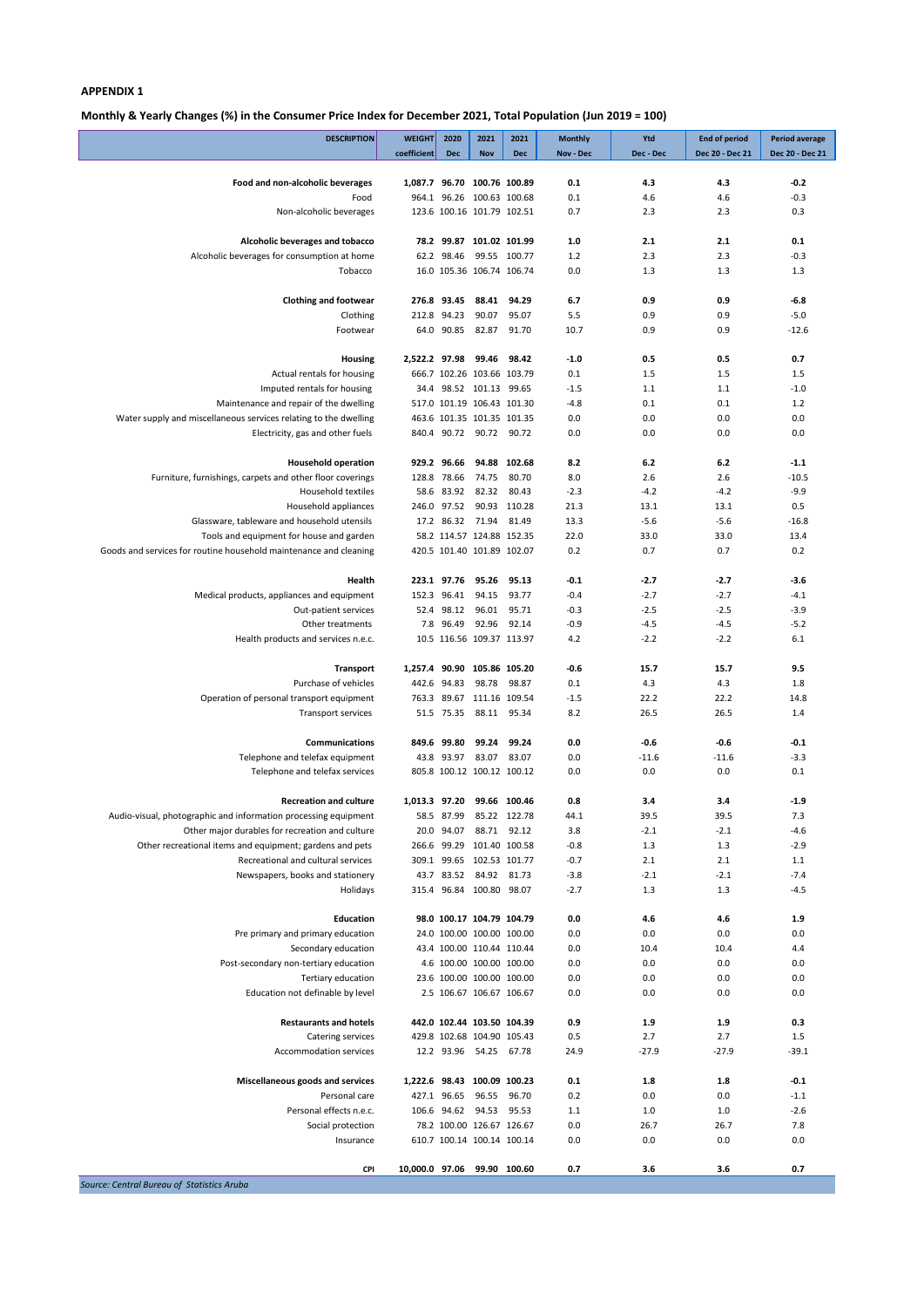**APPENDIX 1**

**Monthly & Yearly Changes (%) in the Consumer Price Index for December 2021, Total Population (Jun 2019 = 100)**

| DESCRIPTION | WEIGHT coefficient | 2020 Dec | 2021 Nov | 2021 Dec | Monthly Nov - Dec | Ytd Dec - Dec | End of period Dec 20 - Dec 21 | Period average Dec 20 - Dec 21 |
|---|---|---|---|---|---|---|---|---|
| **Food and non-alcoholic beverages** | **1,087.7** | **96.70** | **100.76** | **100.89** | **0.1** | **4.3** | **4.3** | **-0.2** |
| Food | 964.1 | 96.26 | 100.63 | 100.68 | 0.1 | 4.6 | 4.6 | -0.3 |
| Non-alcoholic beverages | 123.6 | 100.16 | 101.79 | 102.51 | 0.7 | 2.3 | 2.3 | 0.3 |
| **Alcoholic beverages and tobacco** | **78.2** | **99.87** | **101.02** | **101.99** | **1.0** | **2.1** | **2.1** | **0.1** |
| Alcoholic beverages for consumption at home | 62.2 | 98.46 | 99.55 | 100.77 | 1.2 | 2.3 | 2.3 | -0.3 |
| Tobacco | 16.0 | 105.36 | 106.74 | 106.74 | 0.0 | 1.3 | 1.3 | 1.3 |
| **Clothing and footwear** | **276.8** | **93.45** | **88.41** | **94.29** | **6.7** | **0.9** | **0.9** | **-6.8** |
| Clothing | 212.8 | 94.23 | 90.07 | 95.07 | 5.5 | 0.9 | 0.9 | -5.0 |
| Footwear | 64.0 | 90.85 | 82.87 | 91.70 | 10.7 | 0.9 | 0.9 | -12.6 |
| **Housing** | **2,522.2** | **97.98** | **99.46** | **98.42** | **-1.0** | **0.5** | **0.5** | **0.7** |
| Actual rentals for housing | 666.7 | 102.26 | 103.66 | 103.79 | 0.1 | 1.5 | 1.5 | 1.5 |
| Imputed rentals for housing | 34.4 | 98.52 | 101.13 | 99.65 | -1.5 | 1.1 | 1.1 | -1.0 |
| Maintenance and repair of the dwelling | 517.0 | 101.19 | 106.43 | 101.30 | -4.8 | 0.1 | 0.1 | 1.2 |
| Water supply and miscellaneous services relating to the dwelling | 463.6 | 101.35 | 101.35 | 101.35 | 0.0 | 0.0 | 0.0 | 0.0 |
| Electricity, gas and other fuels | 840.4 | 90.72 | 90.72 | 90.72 | 0.0 | 0.0 | 0.0 | 0.0 |
| **Household operation** | **929.2** | **96.66** | **94.88** | **102.68** | **8.2** | **6.2** | **6.2** | **-1.1** |
| Furniture, furnishings, carpets and other floor coverings | 128.8 | 78.66 | 74.75 | 80.70 | 8.0 | 2.6 | 2.6 | -10.5 |
| Household textiles | 58.6 | 83.92 | 82.32 | 80.43 | -2.3 | -4.2 | -4.2 | -9.9 |
| Household appliances | 246.0 | 97.52 | 90.93 | 110.28 | 21.3 | 13.1 | 13.1 | 0.5 |
| Glassware, tableware and household utensils | 17.2 | 86.32 | 71.94 | 81.49 | 13.3 | -5.6 | -5.6 | -16.8 |
| Tools and equipment for house and garden | 58.2 | 114.57 | 124.88 | 152.35 | 22.0 | 33.0 | 33.0 | 13.4 |
| Goods and services for routine household maintenance and cleaning | 420.5 | 101.40 | 101.89 | 102.07 | 0.2 | 0.7 | 0.7 | 0.2 |
| **Health** | **223.1** | **97.76** | **95.26** | **95.13** | **-0.1** | **-2.7** | **-2.7** | **-3.6** |
| Medical products, appliances and equipment | 152.3 | 96.41 | 94.15 | 93.77 | -0.4 | -2.7 | -2.7 | -4.1 |
| Out-patient services | 52.4 | 98.12 | 96.01 | 95.71 | -0.3 | -2.5 | -2.5 | -3.9 |
| Other treatments | 7.8 | 96.49 | 92.96 | 92.14 | -0.9 | -4.5 | -4.5 | -5.2 |
| Health products and services n.e.c. | 10.5 | 116.56 | 109.37 | 113.97 | 4.2 | -2.2 | -2.2 | 6.1 |
| **Transport** | **1,257.4** | **90.90** | **105.86** | **105.20** | **-0.6** | **15.7** | **15.7** | **9.5** |
| Purchase of vehicles | 442.6 | 94.83 | 98.78 | 98.87 | 0.1 | 4.3 | 4.3 | 1.8 |
| Operation of personal transport equipment | 763.3 | 89.67 | 111.16 | 109.54 | -1.5 | 22.2 | 22.2 | 14.8 |
| Transport services | 51.5 | 75.35 | 88.11 | 95.34 | 8.2 | 26.5 | 26.5 | 1.4 |
| **Communications** | **849.6** | **99.80** | **99.24** | **99.24** | **0.0** | **-0.6** | **-0.6** | **-0.1** |
| Telephone and telefax equipment | 43.8 | 93.97 | 83.07 | 83.07 | 0.0 | -11.6 | -11.6 | -3.3 |
| Telephone and telefax services | 805.8 | 100.12 | 100.12 | 100.12 | 0.0 | 0.0 | 0.0 | 0.1 |
| **Recreation and culture** | **1,013.3** | **97.20** | **99.66** | **100.46** | **0.8** | **3.4** | **3.4** | **-1.9** |
| Audio-visual, photographic and information processing equipment | 58.5 | 87.99 | 85.22 | 122.78 | 44.1 | 39.5 | 39.5 | 7.3 |
| Other major durables for recreation and culture | 20.0 | 94.07 | 88.71 | 92.12 | 3.8 | -2.1 | -2.1 | -4.6 |
| Other recreational items and equipment; gardens and pets | 266.6 | 99.29 | 101.40 | 100.58 | -0.8 | 1.3 | 1.3 | -2.9 |
| Recreational and cultural services | 309.1 | 99.65 | 102.53 | 101.77 | -0.7 | 2.1 | 2.1 | 1.1 |
| Newspapers, books and stationery | 43.7 | 83.52 | 84.92 | 81.73 | -3.8 | -2.1 | -2.1 | -7.4 |
| Holidays | 315.4 | 96.84 | 100.80 | 98.07 | -2.7 | 1.3 | 1.3 | -4.5 |
| **Education** | **98.0** | **100.17** | **104.79** | **104.79** | **0.0** | **4.6** | **4.6** | **1.9** |
| Pre primary and primary education | 24.0 | 100.00 | 100.00 | 100.00 | 0.0 | 0.0 | 0.0 | 0.0 |
| Secondary education | 43.4 | 100.00 | 110.44 | 110.44 | 0.0 | 10.4 | 10.4 | 4.4 |
| Post-secondary non-tertiary education | 4.6 | 100.00 | 100.00 | 100.00 | 0.0 | 0.0 | 0.0 | 0.0 |
| Tertiary education | 23.6 | 100.00 | 100.00 | 100.00 | 0.0 | 0.0 | 0.0 | 0.0 |
| Education not definable by level | 2.5 | 106.67 | 106.67 | 106.67 | 0.0 | 0.0 | 0.0 | 0.0 |
| **Restaurants and hotels** | **442.0** | **102.44** | **103.50** | **104.39** | **0.9** | **1.9** | **1.9** | **0.3** |
| Catering services | 429.8 | 102.68 | 104.90 | 105.43 | 0.5 | 2.7 | 2.7 | 1.5 |
| Accommodation services | 12.2 | 93.96 | 54.25 | 67.78 | 24.9 | -27.9 | -27.9 | -39.1 |
| **Miscellaneous goods and services** | **1,222.6** | **98.43** | **100.09** | **100.23** | **0.1** | **1.8** | **1.8** | **-0.1** |
| Personal care | 427.1 | 96.65 | 96.55 | 96.70 | 0.2 | 0.0 | 0.0 | -1.1 |
| Personal effects n.e.c. | 106.6 | 94.62 | 94.53 | 95.53 | 1.1 | 1.0 | 1.0 | -2.6 |
| Social protection | 78.2 | 100.00 | 126.67 | 126.67 | 0.0 | 26.7 | 26.7 | 7.8 |
| Insurance | 610.7 | 100.14 | 100.14 | 100.14 | 0.0 | 0.0 | 0.0 | 0.0 |
| **CPI** | **10,000.0** | **97.06** | **99.90** | **100.60** | **0.7** | **3.6** | **3.6** | **0.7** |

*Source: Central Bureau of Statistics Aruba*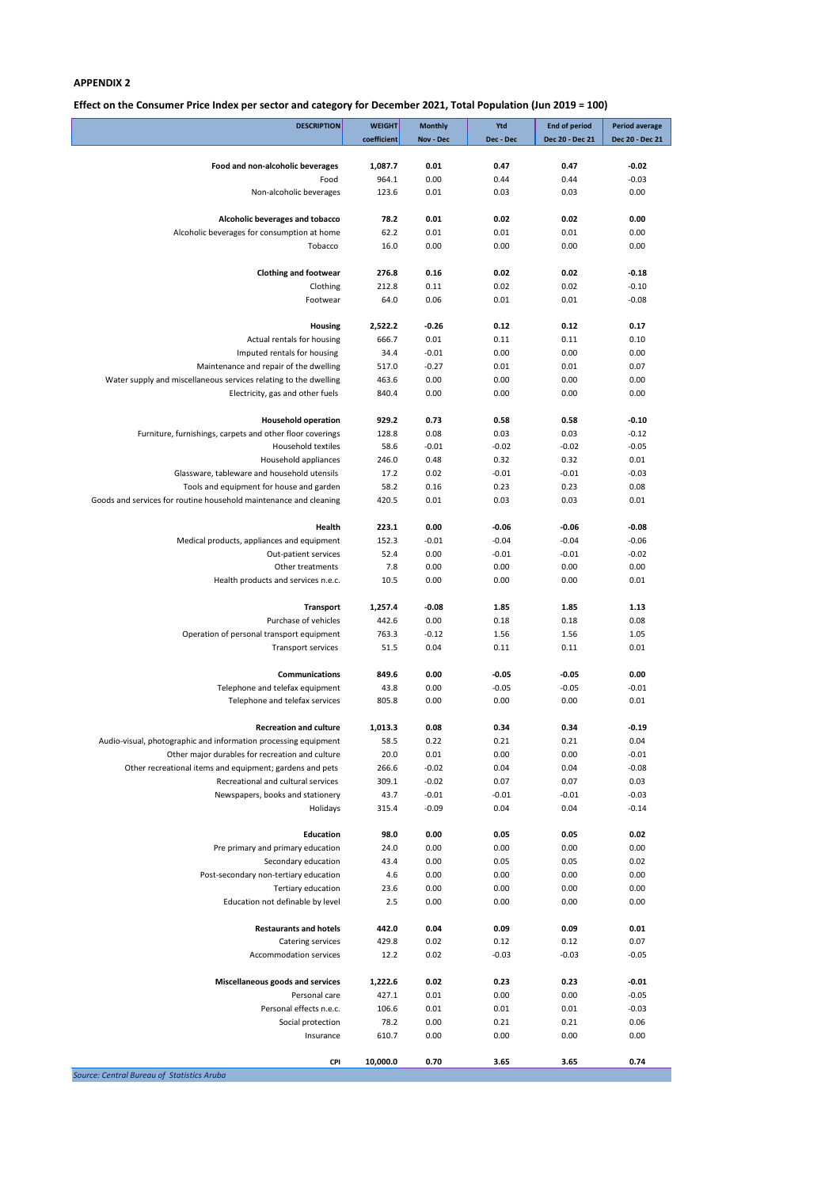## APPENDIX 2

### Effect on the Consumer Price Index per sector and category for December 2021, Total Population (Jun 2019 = 100)

| DESCRIPTION | WEIGHT coefficient | Monthly Nov - Dec | Ytd Dec - Dec | End of period Dec 20 - Dec 21 | Period average Dec 20 - Dec 21 |
|---|---|---|---|---|---|
| **Food and non-alcoholic beverages** | **1,087.7** | **0.01** | **0.47** | **0.47** | **-0.02** |
| Food | 964.1 | 0.00 | 0.44 | 0.44 | -0.03 |
| Non-alcoholic beverages | 123.6 | 0.01 | 0.03 | 0.03 | 0.00 |
| **Alcoholic beverages and tobacco** | **78.2** | **0.01** | **0.02** | **0.02** | **0.00** |
| Alcoholic beverages for consumption at home | 62.2 | 0.01 | 0.01 | 0.01 | 0.00 |
| Tobacco | 16.0 | 0.00 | 0.00 | 0.00 | 0.00 |
| **Clothing and footwear** | **276.8** | **0.16** | **0.02** | **0.02** | **-0.18** |
| Clothing | 212.8 | 0.11 | 0.02 | 0.02 | -0.10 |
| Footwear | 64.0 | 0.06 | 0.01 | 0.01 | -0.08 |
| **Housing** | **2,522.2** | **-0.26** | **0.12** | **0.12** | **0.17** |
| Actual rentals for housing | 666.7 | 0.01 | 0.11 | 0.11 | 0.10 |
| Imputed rentals for housing | 34.4 | -0.01 | 0.00 | 0.00 | 0.00 |
| Maintenance and repair of the dwelling | 517.0 | -0.27 | 0.01 | 0.01 | 0.07 |
| Water supply and miscellaneous services relating to the dwelling | 463.6 | 0.00 | 0.00 | 0.00 | 0.00 |
| Electricity, gas and other fuels | 840.4 | 0.00 | 0.00 | 0.00 | 0.00 |
| **Household operation** | **929.2** | **0.73** | **0.58** | **0.58** | **-0.10** |
| Furniture, furnishings, carpets and other floor coverings | 128.8 | 0.08 | 0.03 | 0.03 | -0.12 |
| Household textiles | 58.6 | -0.01 | -0.02 | -0.02 | -0.05 |
| Household appliances | 246.0 | 0.48 | 0.32 | 0.32 | 0.01 |
| Glassware, tableware and household utensils | 17.2 | 0.02 | -0.01 | -0.01 | -0.03 |
| Tools and equipment for house and garden | 58.2 | 0.16 | 0.23 | 0.23 | 0.08 |
| Goods and services for routine household maintenance and cleaning | 420.5 | 0.01 | 0.03 | 0.03 | 0.01 |
| **Health** | **223.1** | **0.00** | **-0.06** | **-0.06** | **-0.08** |
| Medical products, appliances and equipment | 152.3 | -0.01 | -0.04 | -0.04 | -0.06 |
| Out-patient services | 52.4 | -0.01 | -0.01 | -0.01 | -0.02 |
| Other treatments | 7.8 | 0.00 | 0.00 | 0.00 | 0.00 |
| Health products and services n.e.c. | 10.5 | 0.00 | 0.00 | 0.00 | 0.01 |
| **Transport** | **1,257.4** | **-0.08** | **1.85** | **1.85** | **1.13** |
| Purchase of vehicles | 442.6 | 0.00 | 0.18 | 0.18 | 0.08 |
| Operation of personal transport equipment | 763.3 | -0.12 | 1.56 | 1.56 | 1.05 |
| Transport services | 51.5 | 0.04 | 0.11 | 0.11 | 0.01 |
| **Communications** | **849.6** | **0.00** | **-0.05** | **-0.05** | **0.00** |
| Telephone and telefax equipment | 43.8 | 0.00 | -0.05 | -0.05 | -0.01 |
| Telephone and telefax services | 805.8 | 0.00 | 0.00 | 0.00 | 0.01 |
| **Recreation and culture** | **1,013.3** | **0.08** | **0.34** | **0.34** | **-0.19** |
| Audio-visual, photographic and information processing equipment | 58.5 | 0.22 | 0.21 | 0.21 | 0.04 |
| Other major durables for recreation and culture | 20.0 | 0.01 | 0.00 | 0.00 | -0.01 |
| Other recreational items and equipment; gardens and pets | 266.6 | -0.02 | 0.04 | 0.04 | -0.08 |
| Recreational and cultural services | 309.1 | -0.02 | 0.07 | 0.07 | 0.03 |
| Newspapers, books and stationery | 43.7 | -0.01 | -0.01 | -0.01 | -0.03 |
| Holidays | 315.4 | -0.09 | 0.04 | 0.04 | -0.14 |
| **Education** | **98.0** | **0.00** | **0.05** | **0.05** | **0.02** |
| Pre primary and primary education | 24.0 | 0.00 | 0.00 | 0.00 | 0.00 |
| Secondary education | 43.4 | 0.00 | 0.05 | 0.05 | 0.02 |
| Post-secondary non-tertiary education | 4.6 | 0.00 | 0.00 | 0.00 | 0.00 |
| Tertiary education | 23.6 | 0.00 | 0.00 | 0.00 | 0.00 |
| Education not definable by level | 2.5 | 0.00 | 0.00 | 0.00 | 0.00 |
| **Restaurants and hotels** | **442.0** | **0.04** | **0.09** | **0.09** | **0.01** |
| Catering services | 429.8 | 0.02 | 0.12 | 0.12 | 0.07 |
| Accommodation services | 12.2 | 0.02 | -0.03 | -0.03 | -0.05 |
| **Miscellaneous goods and services** | **1,222.6** | **0.02** | **0.23** | **0.23** | **-0.01** |
| Personal care | 427.1 | 0.01 | 0.00 | 0.00 | -0.05 |
| Personal effects n.e.c. | 106.6 | 0.01 | 0.01 | 0.01 | -0.03 |
| Social protection | 78.2 | 0.00 | 0.21 | 0.21 | 0.06 |
| Insurance | 610.7 | 0.00 | 0.00 | 0.00 | 0.00 |
| **CPI** | **10,000.0** | **0.70** | **3.65** | **3.65** | **0.74** |

*Source: Central Bureau of Statistics Aruba*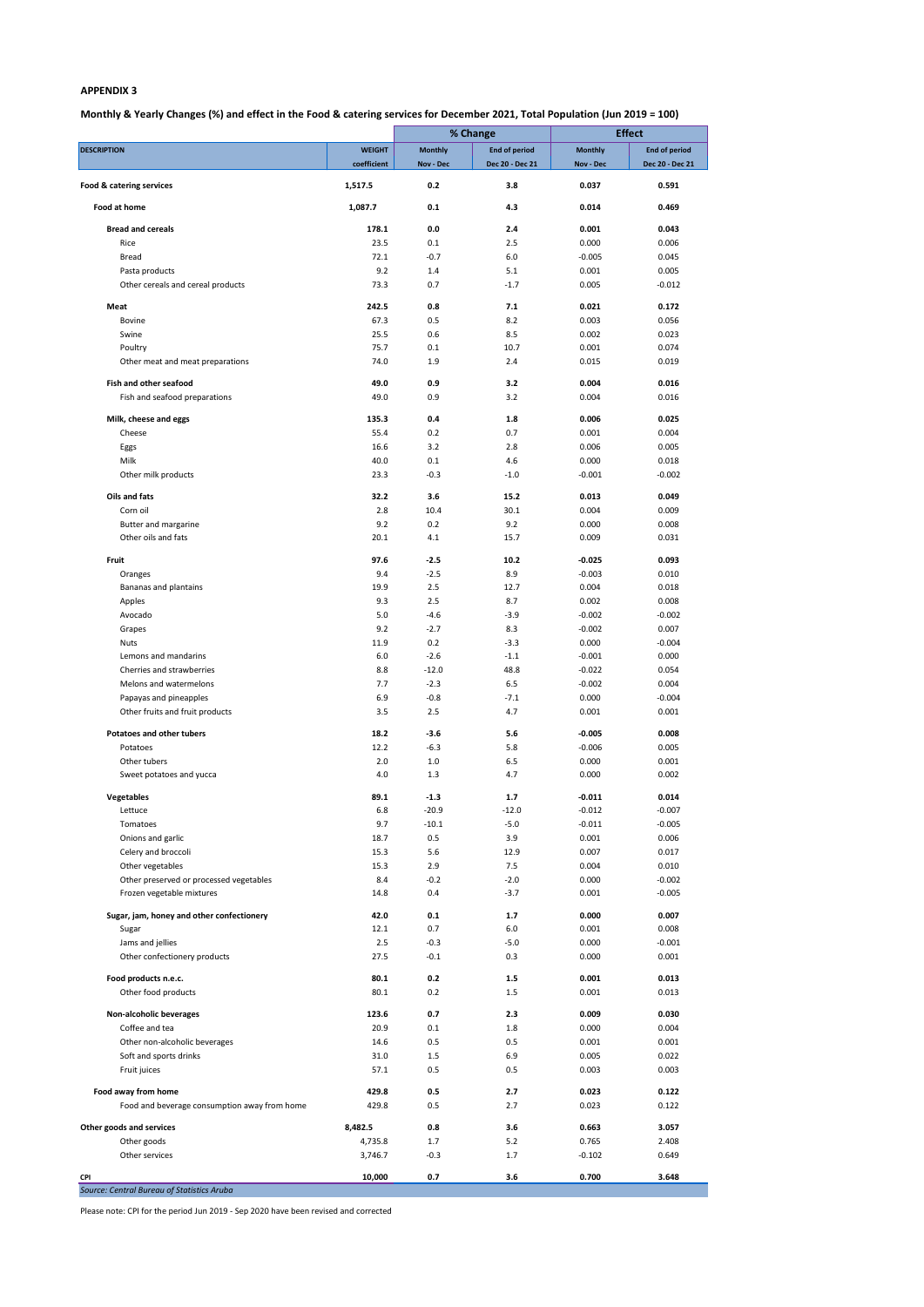**APPENDIX 3**

**Monthly & Yearly Changes (%) and effect in the Food & catering services for December 2021, Total Population (Jun 2019 = 100)**

| DESCRIPTION | WEIGHT coefficient | % Change Monthly Nov - Dec | % Change End of period Dec 20 - Dec 21 | Effect Monthly Nov - Dec | Effect End of period Dec 20 - Dec 21 |
|---|---|---|---|---|---|
| **Food & catering services** | **1,517.5** | **0.2** | **3.8** | **0.037** | **0.591** |
| **Food at home** | **1,087.7** | **0.1** | **4.3** | **0.014** | **0.469** |
| **Bread and cereals** | **178.1** | **0.0** | **2.4** | **0.001** | **0.043** |
| Rice | 23.5 | 0.1 | 2.5 | 0.000 | 0.006 |
| Bread | 72.1 | -0.7 | 6.0 | -0.005 | 0.045 |
| Pasta products | 9.2 | 1.4 | 5.1 | 0.001 | 0.005 |
| Other cereals and cereal products | 73.3 | 0.7 | -1.7 | 0.005 | -0.012 |
| **Meat** | **242.5** | **0.8** | **7.1** | **0.021** | **0.172** |
| Bovine | 67.3 | 0.5 | 8.2 | 0.003 | 0.056 |
| Swine | 25.5 | 0.6 | 8.5 | 0.002 | 0.023 |
| Poultry | 75.7 | 0.1 | 10.7 | 0.001 | 0.074 |
| Other meat and meat preparations | 74.0 | 1.9 | 2.4 | 0.015 | 0.019 |
| **Fish and other seafood** | **49.0** | **0.9** | **3.2** | **0.004** | **0.016** |
| Fish and seafood preparations | 49.0 | 0.9 | 3.2 | 0.004 | 0.016 |
| **Milk, cheese and eggs** | **135.3** | **0.4** | **1.8** | **0.006** | **0.025** |
| Cheese | 55.4 | 0.2 | 0.7 | 0.001 | 0.004 |
| Eggs | 16.6 | 3.2 | 2.8 | 0.006 | 0.005 |
| Milk | 40.0 | 0.1 | 4.6 | 0.000 | 0.018 |
| Other milk products | 23.3 | -0.3 | -1.0 | -0.001 | -0.002 |
| **Oils and fats** | **32.2** | **3.6** | **15.2** | **0.013** | **0.049** |
| Corn oil | 2.8 | 10.4 | 30.1 | 0.004 | 0.009 |
| Butter and margarine | 9.2 | 0.2 | 9.2 | 0.000 | 0.008 |
| Other oils and fats | 20.1 | 4.1 | 15.7 | 0.009 | 0.031 |
| **Fruit** | **97.6** | **-2.5** | **10.2** | **-0.025** | **0.093** |
| Oranges | 9.4 | -2.5 | 8.9 | -0.003 | 0.010 |
| Bananas and plantains | 19.9 | 2.5 | 12.7 | 0.004 | 0.018 |
| Apples | 9.3 | 2.5 | 8.7 | 0.002 | 0.008 |
| Avocado | 5.0 | -4.6 | -3.9 | -0.002 | -0.002 |
| Grapes | 9.2 | -2.7 | 8.3 | -0.002 | 0.007 |
| Nuts | 11.9 | 0.2 | -3.3 | 0.000 | -0.004 |
| Lemons and mandarins | 6.0 | -2.6 | -1.1 | -0.001 | 0.000 |
| Cherries and strawberries | 8.8 | -12.0 | 48.8 | -0.022 | 0.054 |
| Melons and watermelons | 7.7 | -2.3 | 6.5 | -0.002 | 0.004 |
| Papayas and pineapples | 6.9 | -0.8 | -7.1 | 0.000 | -0.004 |
| Other fruits and fruit products | 3.5 | 2.5 | 4.7 | 0.001 | 0.001 |
| **Potatoes and other tubers** | **18.2** | **-3.6** | **5.6** | **-0.005** | **0.008** |
| Potatoes | 12.2 | -6.3 | 5.8 | -0.006 | 0.005 |
| Other tubers | 2.0 | 1.0 | 6.5 | 0.000 | 0.001 |
| Sweet potatoes and yucca | 4.0 | 1.3 | 4.7 | 0.000 | 0.002 |
| **Vegetables** | **89.1** | **-1.3** | **1.7** | **-0.011** | **0.014** |
| Lettuce | 6.8 | -20.9 | -12.0 | -0.012 | -0.007 |
| Tomatoes | 9.7 | -10.1 | -5.0 | -0.011 | -0.005 |
| Onions and garlic | 18.7 | 0.5 | 3.9 | 0.001 | 0.006 |
| Celery and broccoli | 15.3 | 5.6 | 12.9 | 0.007 | 0.017 |
| Other vegetables | 15.3 | 2.9 | 7.5 | 0.004 | 0.010 |
| Other preserved or processed vegetables | 8.4 | -0.2 | -2.0 | 0.000 | -0.002 |
| Frozen vegetable mixtures | 14.8 | 0.4 | -3.7 | 0.001 | -0.005 |
| **Sugar, jam, honey and other confectionery** | **42.0** | **0.1** | **1.7** | **0.000** | **0.007** |
| Sugar | 12.1 | 0.7 | 6.0 | 0.001 | 0.008 |
| Jams and jellies | 2.5 | -0.3 | -5.0 | 0.000 | -0.001 |
| Other confectionery products | 27.5 | -0.1 | 0.3 | 0.000 | 0.001 |
| **Food products n.e.c.** | **80.1** | **0.2** | **1.5** | **0.001** | **0.013** |
| Other food products | 80.1 | 0.2 | 1.5 | 0.001 | 0.013 |
| **Non-alcoholic beverages** | **123.6** | **0.7** | **2.3** | **0.009** | **0.030** |
| Coffee and tea | 20.9 | 0.1 | 1.8 | 0.000 | 0.004 |
| Other non-alcoholic beverages | 14.6 | 0.5 | 0.5 | 0.001 | 0.001 |
| Soft and sports drinks | 31.0 | 1.5 | 6.9 | 0.005 | 0.022 |
| Fruit juices | 57.1 | 0.5 | 0.5 | 0.003 | 0.003 |
| **Food away from home** | **429.8** | **0.5** | **2.7** | **0.023** | **0.122** |
| Food and beverage consumption away from home | 429.8 | 0.5 | 2.7 | 0.023 | 0.122 |
| **Other goods and services** | **8,482.5** | **0.8** | **3.6** | **0.663** | **3.057** |
| Other goods | 4,735.8 | 1.7 | 5.2 | 0.765 | 2.408 |
| Other services | 3,746.7 | -0.3 | 1.7 | -0.102 | 0.649 |
| **CPI** | **10,000** | **0.7** | **3.6** | **0.700** | **3.648** |

*Source: Central Bureau of Statistics Aruba*

Please note: CPI for the period Jun 2019 - Sep 2020 have been revised and corrected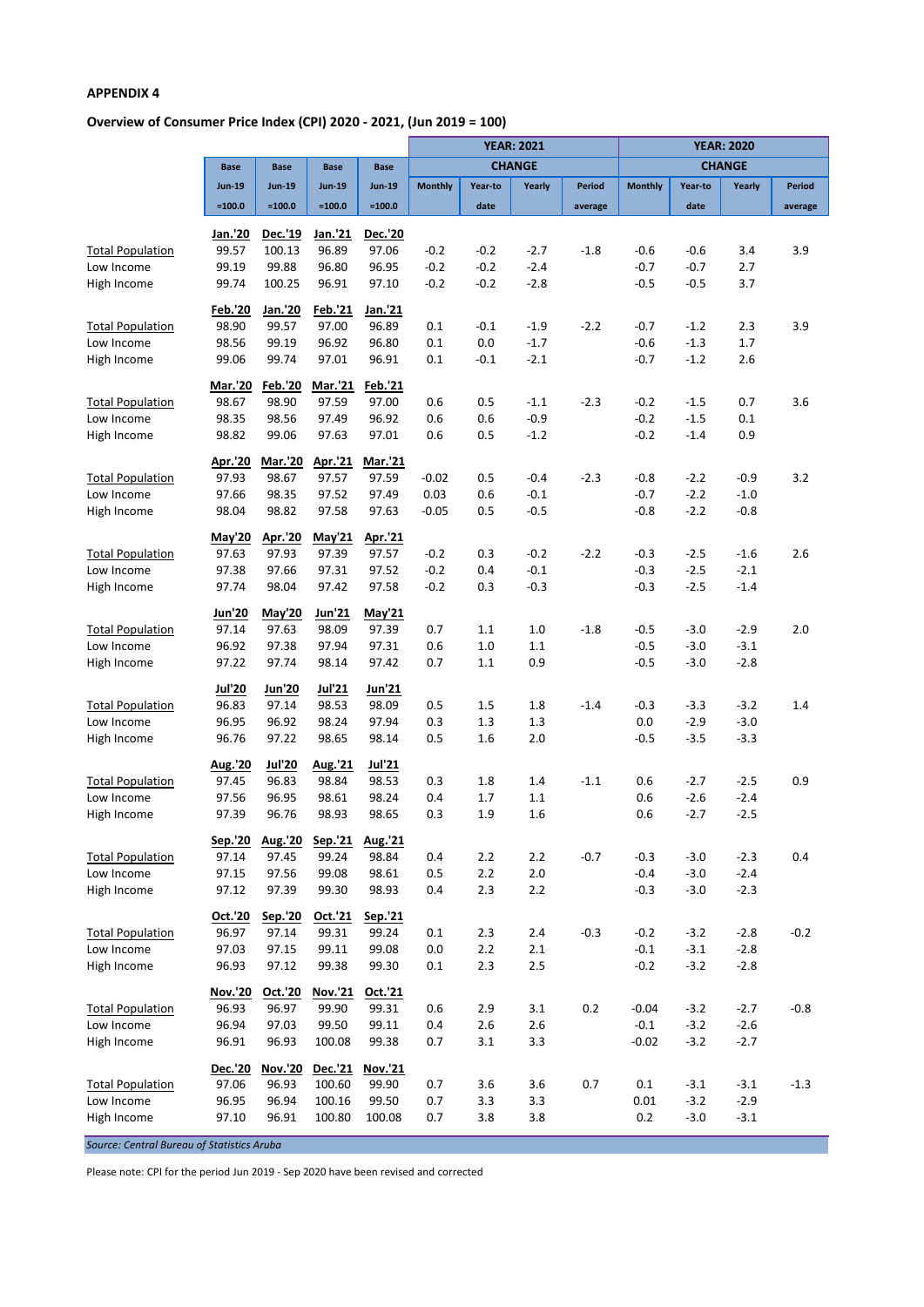**APPENDIX 4**

**Overview of Consumer Price Index (CPI) 2020 - 2021, (Jun 2019 = 100)**

| | Base Jun-19 =100.0 | Base Jun-19 =100.0 | Base Jun-19 =100.0 | Base Jun-19 =100.0 | YEAR: 2021 CHANGE Monthly | YEAR: 2021 CHANGE Year-to date | YEAR: 2021 CHANGE Yearly | YEAR: 2021 CHANGE Period average | YEAR: 2020 CHANGE Monthly | YEAR: 2020 CHANGE Year-to date | YEAR: 2020 CHANGE Yearly | YEAR: 2020 CHANGE Period average |
|---|---|---|---|---|---|---|---|---|---|---|---|---|
| | **Jan.'20** | **Dec.'19** | **Jan.'21** | **Dec.'20** | | | | | | | | |
| Total Population | 99.57 | 100.13 | 96.89 | 97.06 | -0.2 | -0.2 | -2.7 | -1.8 | -0.6 | -0.6 | 3.4 | 3.9 |
| Low Income | 99.19 | 99.88 | 96.80 | 96.95 | -0.2 | -0.2 | -2.4 | | -0.7 | -0.7 | 2.7 | |
| High Income | 99.74 | 100.25 | 96.91 | 97.10 | -0.2 | -0.2 | -2.8 | | -0.5 | -0.5 | 3.7 | |
| | **Feb.'20** | **Jan.'20** | **Feb.'21** | **Jan.'21** | | | | | | | | |
| Total Population | 98.90 | 99.57 | 97.00 | 96.89 | 0.1 | -0.1 | -1.9 | -2.2 | -0.7 | -1.2 | 2.3 | 3.9 |
| Low Income | 98.56 | 99.19 | 96.92 | 96.80 | 0.1 | 0.0 | -1.7 | | -0.6 | -1.3 | 1.7 | |
| High Income | 99.06 | 99.74 | 97.01 | 96.91 | 0.1 | -0.1 | -2.1 | | -0.7 | -1.2 | 2.6 | |
| | **Mar.'20** | **Feb.'20** | **Mar.'21** | **Feb.'21** | | | | | | | | |
| Total Population | 98.67 | 98.90 | 97.59 | 97.00 | 0.6 | 0.5 | -1.1 | -2.3 | -0.2 | -1.5 | 0.7 | 3.6 |
| Low Income | 98.35 | 98.56 | 97.49 | 96.92 | 0.6 | 0.6 | -0.9 | | -0.2 | -1.5 | 0.1 | |
| High Income | 98.82 | 99.06 | 97.63 | 97.01 | 0.6 | 0.5 | -1.2 | | -0.2 | -1.4 | 0.9 | |
| | **Apr.'20** | **Mar.'20** | **Apr.'21** | **Mar.'21** | | | | | | | | |
| Total Population | 97.93 | 98.67 | 97.57 | 97.59 | -0.02 | 0.5 | -0.4 | -2.3 | -0.8 | -2.2 | -0.9 | 3.2 |
| Low Income | 97.66 | 98.35 | 97.52 | 97.49 | 0.03 | 0.6 | -0.1 | | -0.7 | -2.2 | -1.0 | |
| High Income | 98.04 | 98.82 | 97.58 | 97.63 | -0.05 | 0.5 | -0.5 | | -0.8 | -2.2 | -0.8 | |
| | **May'20** | **Apr.'20** | **May'21** | **Apr.'21** | | | | | | | | |
| Total Population | 97.63 | 97.93 | 97.39 | 97.57 | -0.2 | 0.3 | -0.2 | -2.2 | -0.3 | -2.5 | -1.6 | 2.6 |
| Low Income | 97.38 | 97.66 | 97.31 | 97.52 | -0.2 | 0.4 | -0.1 | | -0.3 | -2.5 | -2.1 | |
| High Income | 97.74 | 98.04 | 97.42 | 97.58 | -0.2 | 0.3 | -0.3 | | -0.3 | -2.5 | -1.4 | |
| | **Jun'20** | **May'20** | **Jun'21** | **May'21** | | | | | | | | |
| Total Population | 97.14 | 97.63 | 98.09 | 97.39 | 0.7 | 1.1 | 1.0 | -1.8 | -0.5 | -3.0 | -2.9 | 2.0 |
| Low Income | 96.92 | 97.38 | 97.94 | 97.31 | 0.6 | 1.0 | 1.1 | | -0.5 | -3.0 | -3.1 | |
| High Income | 97.22 | 97.74 | 98.14 | 97.42 | 0.7 | 1.1 | 0.9 | | -0.5 | -3.0 | -2.8 | |
| | **Jul'20** | **Jun'20** | **Jul'21** | **Jun'21** | | | | | | | | |
| Total Population | 96.83 | 97.14 | 98.53 | 98.09 | 0.5 | 1.5 | 1.8 | -1.4 | -0.3 | -3.3 | -3.2 | 1.4 |
| Low Income | 96.95 | 96.92 | 98.24 | 97.94 | 0.3 | 1.3 | 1.3 | | 0.0 | -2.9 | -3.0 | |
| High Income | 96.76 | 97.22 | 98.65 | 98.14 | 0.5 | 1.6 | 2.0 | | -0.5 | -3.5 | -3.3 | |
| | **Aug.'20** | **Jul'20** | **Aug.'21** | **Jul'21** | | | | | | | | |
| Total Population | 97.45 | 96.83 | 98.84 | 98.53 | 0.3 | 1.8 | 1.4 | -1.1 | 0.6 | -2.7 | -2.5 | 0.9 |
| Low Income | 97.56 | 96.95 | 98.61 | 98.24 | 0.4 | 1.7 | 1.1 | | 0.6 | -2.6 | -2.4 | |
| High Income | 97.39 | 96.76 | 98.93 | 98.65 | 0.3 | 1.9 | 1.6 | | 0.6 | -2.7 | -2.5 | |
| | **Sep.'20** | **Aug.'20** | **Sep.'21** | **Aug.'21** | | | | | | | | |
| Total Population | 97.14 | 97.45 | 99.24 | 98.84 | 0.4 | 2.2 | 2.2 | -0.7 | -0.3 | -3.0 | -2.3 | 0.4 |
| Low Income | 97.15 | 97.56 | 99.08 | 98.61 | 0.5 | 2.2 | 2.0 | | -0.4 | -3.0 | -2.4 | |
| High Income | 97.12 | 97.39 | 99.30 | 98.93 | 0.4 | 2.3 | 2.2 | | -0.3 | -3.0 | -2.3 | |
| | **Oct.'20** | **Sep.'20** | **Oct.'21** | **Sep.'21** | | | | | | | | |
| Total Population | 96.97 | 97.14 | 99.31 | 99.24 | 0.1 | 2.3 | 2.4 | -0.3 | -0.2 | -3.2 | -2.8 | -0.2 |
| Low Income | 97.03 | 97.15 | 99.11 | 99.08 | 0.0 | 2.2 | 2.1 | | -0.1 | -3.1 | -2.8 | |
| High Income | 96.93 | 97.12 | 99.38 | 99.30 | 0.1 | 2.3 | 2.5 | | -0.2 | -3.2 | -2.8 | |
| | **Nov.'20** | **Oct.'20** | **Nov.'21** | **Oct.'21** | | | | | | | | |
| Total Population | 96.93 | 96.97 | 99.90 | 99.31 | 0.6 | 2.9 | 3.1 | 0.2 | -0.04 | -3.2 | -2.7 | -0.8 |
| Low Income | 96.94 | 97.03 | 99.50 | 99.11 | 0.4 | 2.6 | 2.6 | | -0.1 | -3.2 | -2.6 | |
| High Income | 96.91 | 96.93 | 100.08 | 99.38 | 0.7 | 3.1 | 3.3 | | -0.02 | -3.2 | -2.7 | |
| | **Dec.'20** | **Nov.'20** | **Dec.'21** | **Nov.'21** | | | | | | | | |
| Total Population | 97.06 | 96.93 | 100.60 | 99.90 | 0.7 | 3.6 | 3.6 | 0.7 | 0.1 | -3.1 | -3.1 | -1.3 |
| Low Income | 96.95 | 96.94 | 100.16 | 99.50 | 0.7 | 3.3 | 3.3 | | 0.01 | -3.2 | -2.9 | |
| High Income | 97.10 | 96.91 | 100.80 | 100.08 | 0.7 | 3.8 | 3.8 | | 0.2 | -3.0 | -3.1 | |

*Source: Central Bureau of Statistics Aruba*

Please note: CPI for the period Jun 2019 - Sep 2020 have been revised and corrected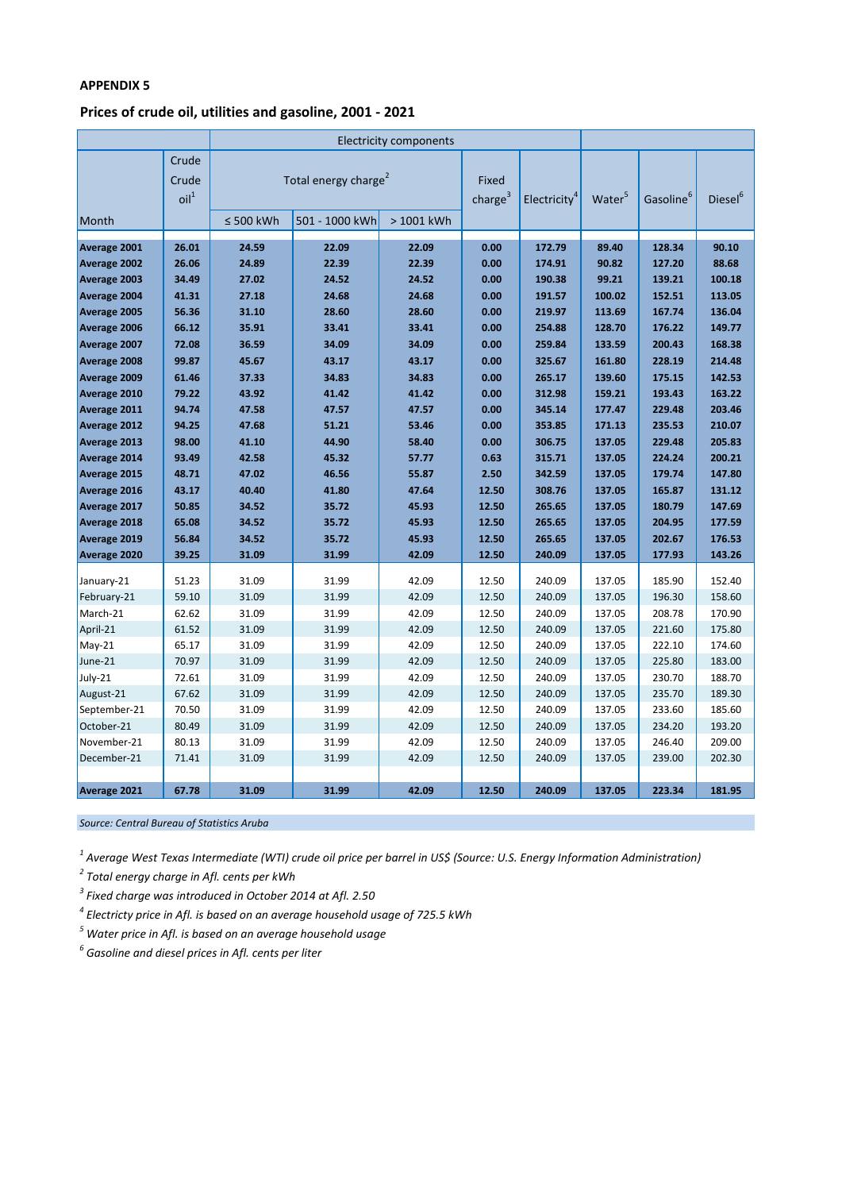**APPENDIX 5**

## Prices of crude oil, utilities and gasoline, 2001 - 2021

| | | Electricity components | | | | | | | |
|---|---|---|---|---|---|---|---|---|---|
| | Crude Crude oil[1] | Total energy charge[2] | | | Fixed charge[3] | Electricity[4] | Water[5] | Gasoline[6] | Diesel[6] |
| Month | | ≤ 500 kWh | 501 - 1000 kWh | > 1001 kWh | | | | | |
| **Average 2001** | **26.01** | **24.59** | **22.09** | **22.09** | **0.00** | **172.79** | **89.40** | **128.34** | **90.10** |
| **Average 2002** | **26.06** | **24.89** | **22.39** | **22.39** | **0.00** | **174.91** | **90.82** | **127.20** | **88.68** |
| **Average 2003** | **34.49** | **27.02** | **24.52** | **24.52** | **0.00** | **190.38** | **99.21** | **139.21** | **100.18** |
| **Average 2004** | **41.31** | **27.18** | **24.68** | **24.68** | **0.00** | **191.57** | **100.02** | **152.51** | **113.05** |
| **Average 2005** | **56.36** | **31.10** | **28.60** | **28.60** | **0.00** | **219.97** | **113.69** | **167.74** | **136.04** |
| **Average 2006** | **66.12** | **35.91** | **33.41** | **33.41** | **0.00** | **254.88** | **128.70** | **176.22** | **149.77** |
| **Average 2007** | **72.08** | **36.59** | **34.09** | **34.09** | **0.00** | **259.84** | **133.59** | **200.43** | **168.38** |
| **Average 2008** | **99.87** | **45.67** | **43.17** | **43.17** | **0.00** | **325.67** | **161.80** | **228.19** | **214.48** |
| **Average 2009** | **61.46** | **37.33** | **34.83** | **34.83** | **0.00** | **265.17** | **139.60** | **175.15** | **142.53** |
| **Average 2010** | **79.22** | **43.92** | **41.42** | **41.42** | **0.00** | **312.98** | **159.21** | **193.43** | **163.22** |
| **Average 2011** | **94.74** | **47.58** | **47.57** | **47.57** | **0.00** | **345.14** | **177.47** | **229.48** | **203.46** |
| **Average 2012** | **94.25** | **47.68** | **51.21** | **53.46** | **0.00** | **353.85** | **171.13** | **235.53** | **210.07** |
| **Average 2013** | **98.00** | **41.10** | **44.90** | **58.40** | **0.00** | **306.75** | **137.05** | **229.48** | **205.83** |
| **Average 2014** | **93.49** | **42.58** | **45.32** | **57.77** | **0.63** | **315.71** | **137.05** | **224.24** | **200.21** |
| **Average 2015** | **48.71** | **47.02** | **46.56** | **55.87** | **2.50** | **342.59** | **137.05** | **179.74** | **147.80** |
| **Average 2016** | **43.17** | **40.40** | **41.80** | **47.64** | **12.50** | **308.76** | **137.05** | **165.87** | **131.12** |
| **Average 2017** | **50.85** | **34.52** | **35.72** | **45.93** | **12.50** | **265.65** | **137.05** | **180.79** | **147.69** |
| **Average 2018** | **65.08** | **34.52** | **35.72** | **45.93** | **12.50** | **265.65** | **137.05** | **204.95** | **177.59** |
| **Average 2019** | **56.84** | **34.52** | **35.72** | **45.93** | **12.50** | **265.65** | **137.05** | **202.67** | **176.53** |
| **Average 2020** | **39.25** | **31.09** | **31.99** | **42.09** | **12.50** | **240.09** | **137.05** | **177.93** | **143.26** |
| January-21 | 51.23 | 31.09 | 31.99 | 42.09 | 12.50 | 240.09 | 137.05 | 185.90 | 152.40 |
| February-21 | 59.10 | 31.09 | 31.99 | 42.09 | 12.50 | 240.09 | 137.05 | 196.30 | 158.60 |
| March-21 | 62.62 | 31.09 | 31.99 | 42.09 | 12.50 | 240.09 | 137.05 | 208.78 | 170.90 |
| April-21 | 61.52 | 31.09 | 31.99 | 42.09 | 12.50 | 240.09 | 137.05 | 221.60 | 175.80 |
| May-21 | 65.17 | 31.09 | 31.99 | 42.09 | 12.50 | 240.09 | 137.05 | 222.10 | 174.60 |
| June-21 | 70.97 | 31.09 | 31.99 | 42.09 | 12.50 | 240.09 | 137.05 | 225.80 | 183.00 |
| July-21 | 72.61 | 31.09 | 31.99 | 42.09 | 12.50 | 240.09 | 137.05 | 230.70 | 188.70 |
| August-21 | 67.62 | 31.09 | 31.99 | 42.09 | 12.50 | 240.09 | 137.05 | 235.70 | 189.30 |
| September-21 | 70.50 | 31.09 | 31.99 | 42.09 | 12.50 | 240.09 | 137.05 | 233.60 | 185.60 |
| October-21 | 80.49 | 31.09 | 31.99 | 42.09 | 12.50 | 240.09 | 137.05 | 234.20 | 193.20 |
| November-21 | 80.13 | 31.09 | 31.99 | 42.09 | 12.50 | 240.09 | 137.05 | 246.40 | 209.00 |
| December-21 | 71.41 | 31.09 | 31.99 | 42.09 | 12.50 | 240.09 | 137.05 | 239.00 | 202.30 |
| **Average 2021** | **67.78** | **31.09** | **31.99** | **42.09** | **12.50** | **240.09** | **137.05** | **223.34** | **181.95** |

*Source: Central Bureau of Statistics Aruba*

*[1] Average West Texas Intermediate (WTI) crude oil price per barrel in US$ (Source: U.S. Energy Information Administration)*

*[2] Total energy charge in Afl. cents per kWh*

*[3] Fixed charge was introduced in October 2014 at Afl. 2.50*

*[4] Electricty price in Afl. is based on an average household usage of 725.5 kWh*

*[5] Water price in Afl. is based on an average household usage*

*[6] Gasoline and diesel prices in Afl. cents per liter*